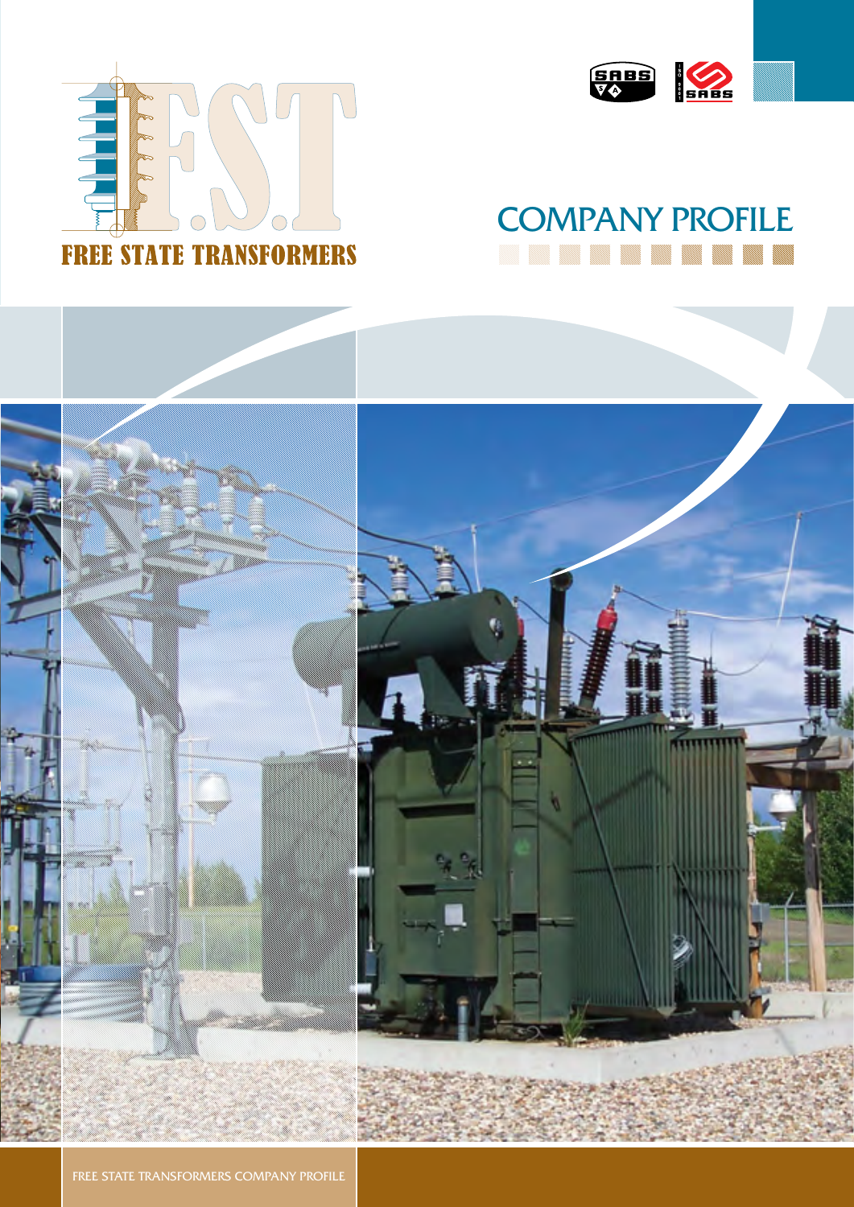# F.S.T

## FREE STATE TRANSFORMERS

# COMPANY PROFILE

FREE STATE TRANSFORMERS COMPANY PROFILE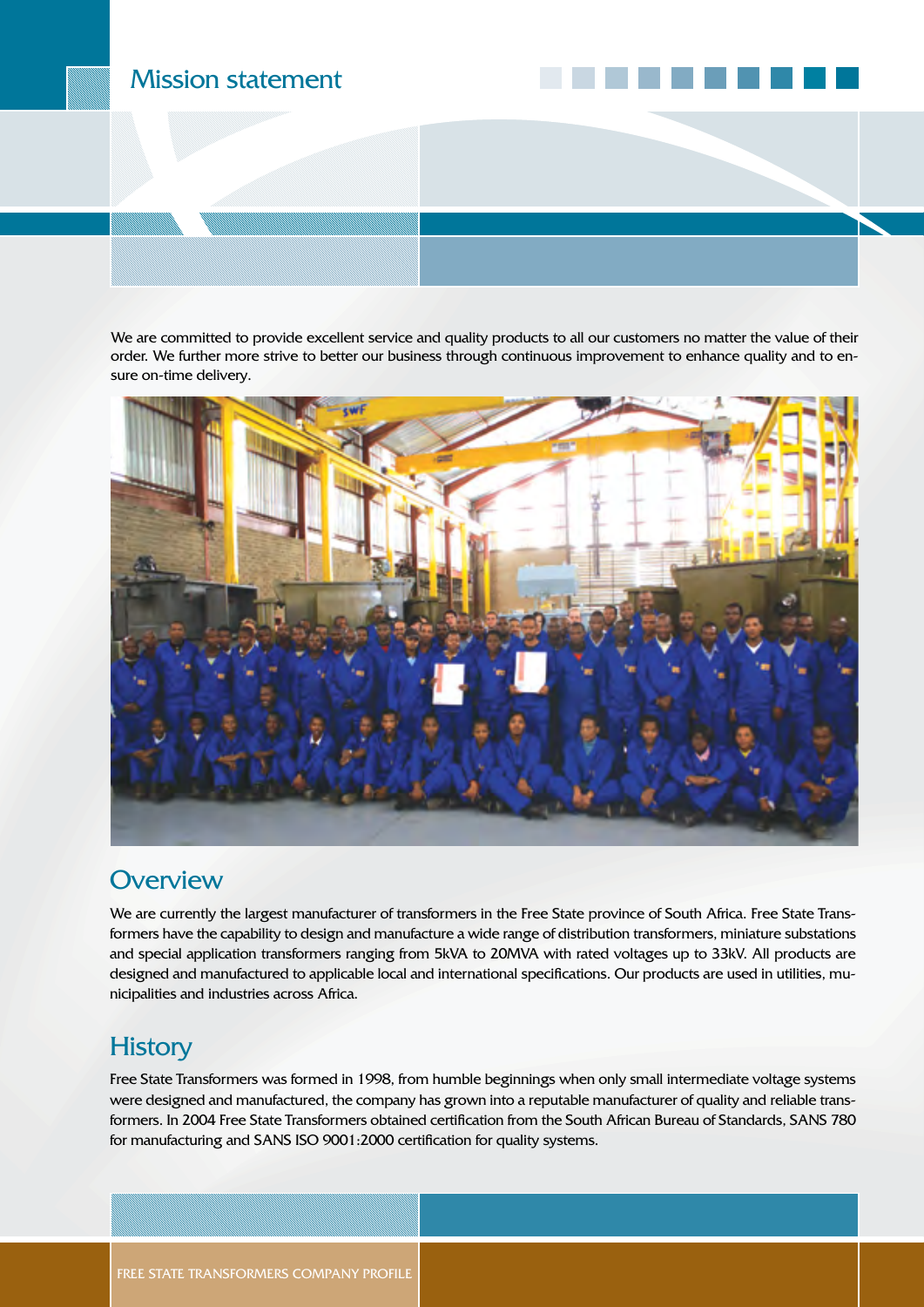# Mission statement

We are committed to provide excellent service and quality products to all our customers no matter the value of their order. We further more strive to better our business through continuous improvement to enhance quality and to ensure on-time delivery.

## Overview

We are currently the largest manufacturer of transformers in the Free State province of South Africa. Free State Transformers have the capability to design and manufacture a wide range of distribution transformers, miniature substations and special application transformers ranging from 5kVA to 20MVA with rated voltages up to 33kV. All products are designed and manufactured to applicable local and international specifications. Our products are used in utilities, municipalities and industries across Africa.

## History

Free State Transformers was formed in 1998, from humble beginnings when only small intermediate voltage systems were designed and manufactured, the company has grown into a reputable manufacturer of quality and reliable transformers. In 2004 Free State Transformers obtained certification from the South African Bureau of Standards, SANS 780 for manufacturing and SANS ISO 9001:2000 certification for quality systems.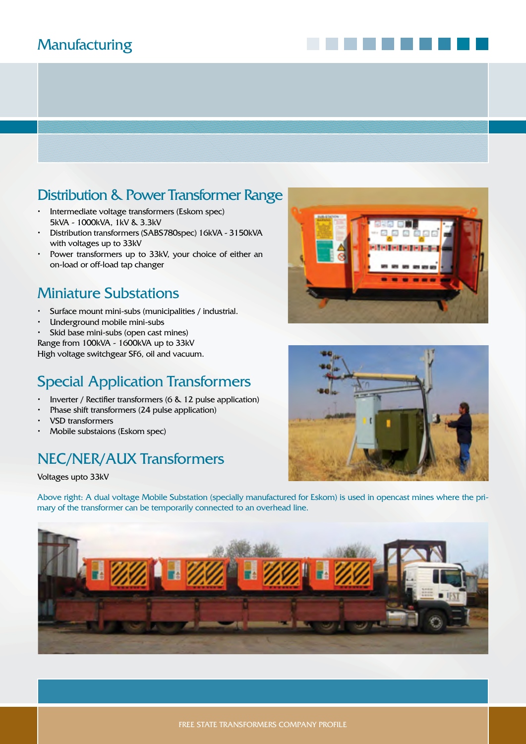# Manufacturing

## Distribution & Power Transformer Range

- Intermediate voltage transformers (Eskom spec) 5kVA - 1000kVA, 1kV & 3.3kV
- Distribution transformers (SABS780spec) 16kVA - 3150kVA with voltages up to 33kV
- Power transformers up to 33kV, your choice of either an on-load or off-load tap changer

## Miniature Substations

- Surface mount mini-subs (municipalities / industrial.
- Underground mobile mini-subs
- Skid base mini-subs (open cast mines)

Range from 100kVA - 1600kVA up to 33kV
High voltage switchgear SF6, oil and vacuum.

## Special Application Transformers

- Inverter / Rectifier transformers (6 & 12 pulse application)
- Phase shift transformers (24 pulse application)
- VSD transformers
- Mobile substaions (Eskom spec)

## NEC/NER/AUX Transformers

Voltages upto 33kV

Above right: A dual voltage Mobile Substation (specially manufactured for Eskom) is used in opencast mines where the primary of the transformer can be temporarily connected to an overhead line.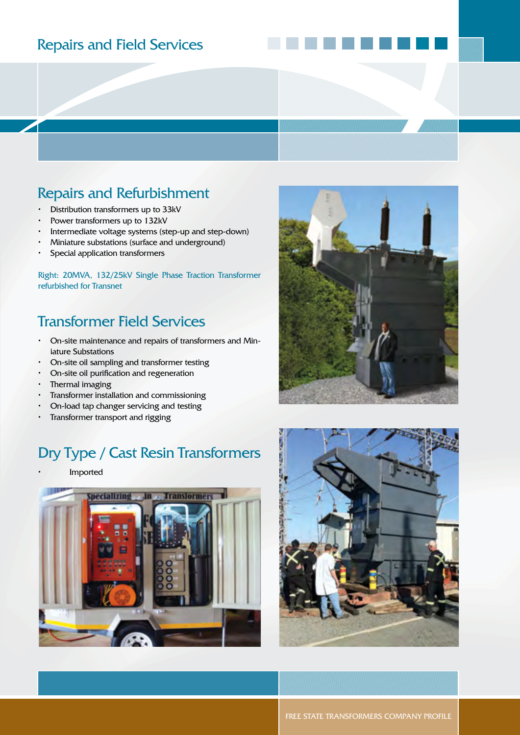# Repairs and Field Services

## Repairs and Refurbishment

- Distribution transformers up to 33kV
- Power transformers up to 132kV
- Intermediate voltage systems (step-up and step-down)
- Miniature substations (surface and underground)
- Special application transformers

Right: 20MVA, 132/25kV Single Phase Traction Transformer refurbished for Transnet

## Transformer Field Services

- On-site maintenance and repairs of transformers and Miniature Substations
- On-site oil sampling and transformer testing
- On-site oil purification and regeneration
- Thermal imaging
- Transformer installation and commissioning
- On-load tap changer servicing and testing
- Transformer transport and rigging

## Dry Type / Cast Resin Transformers

- Imported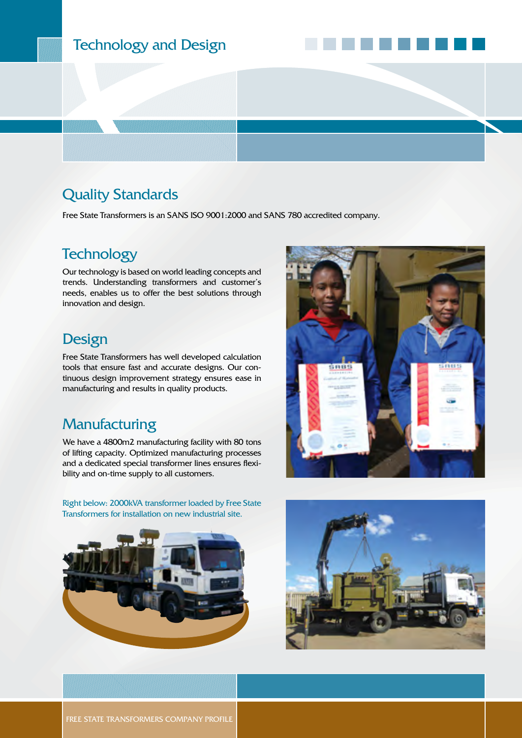# Technology and Design

## Quality Standards

Free State Transformers is an SANS ISO 9001:2000 and SANS 780 accredited company.

## Technology

Our technology is based on world leading concepts and trends. Understanding transformers and customer's needs, enables us to offer the best solutions through innovation and design.

## Design

Free State Transformers has well developed calculation tools that ensure fast and accurate designs. Our continuous design improvement strategy ensures ease in manufacturing and results in quality products.

## Manufacturing

We have a 4800m2 manufacturing facility with 80 tons of lifting capacity. Optimized manufacturing processes and a dedicated special transformer lines ensures flexibility and on-time supply to all customers.

Right below: 2000kVA transformer loaded by Free State Transformers for installation on new industrial site.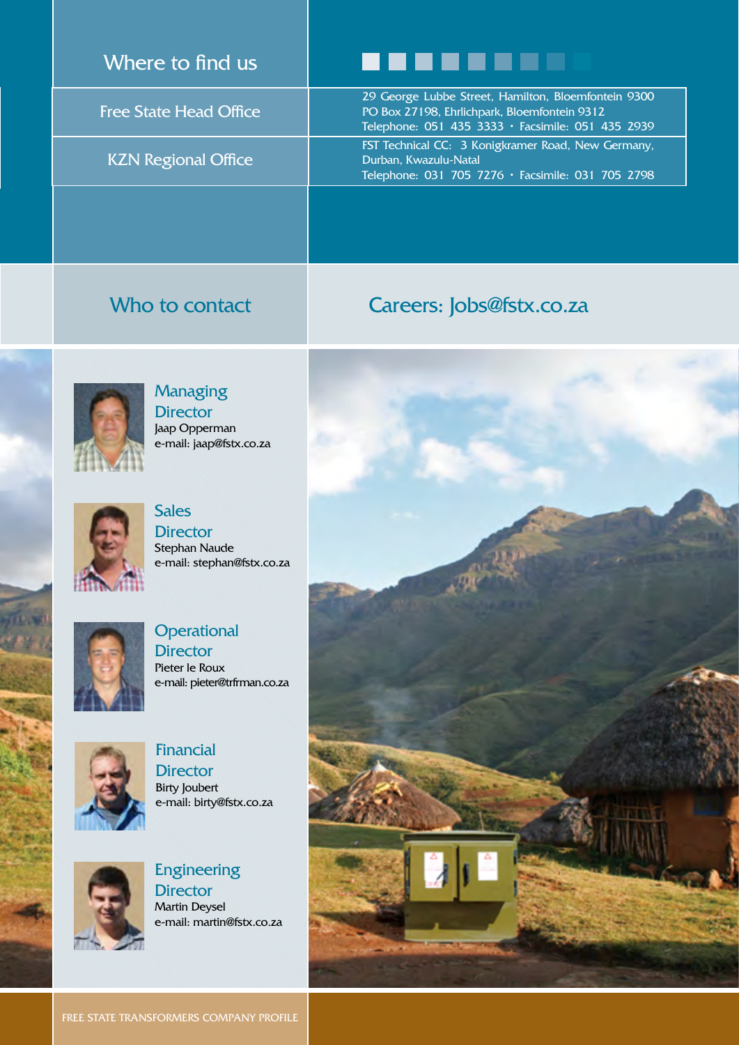## Where to find us

| | |
|---|---|
| Free State Head Office | 29 George Lubbe Street, Hamilton, Bloemfontein 9300<br>PO Box 27198, Ehrlichpark, Bloemfontein 9312<br>Telephone: 051 435 3333 • Facsimile: 051 435 2939 |
| KZN Regional Office | FST Technical CC: 3 Konigkramer Road, New Germany, Durban, Kwazulu-Natal<br>Telephone: 031 705 7276 • Facsimile: 031 705 2798 |

## Who to contact

**Careers: Jobs@fstx.co.za**

### Managing Director
Jaap Opperman
e-mail: jaap@fstx.co.za

### Sales Director
Stephan Naude
e-mail: stephan@fstx.co.za

### Operational Director
Pieter le Roux
e-mail: pieter@trfrman.co.za

### Financial Director
Birty Joubert
e-mail: birty@fstx.co.za

### Engineering Director
Martin Deysel
e-mail: martin@fstx.co.za